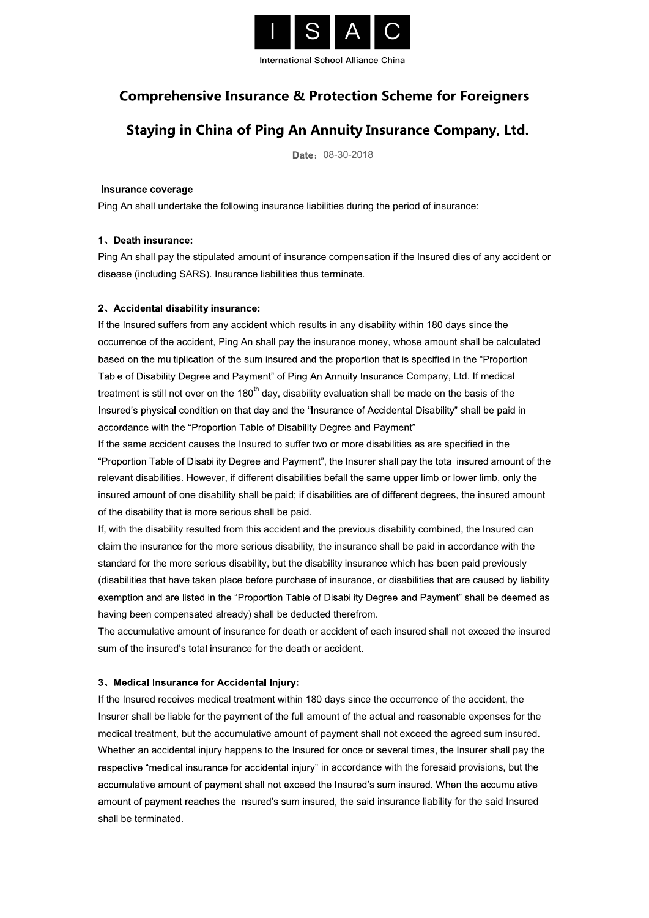ISAC

International School Alliance China

# Comprehensive Insurance & Protection Scheme for Foreigners Staying in China of Ping An Annuity Insurance Company, Ltd.

**Date**：08-30-2018

### Insurance coverage

Ping An shall undertake the following insurance liabilities during the period of insurance:

**1、Death insurance:**

Ping An shall pay the stipulated amount of insurance compensation if the Insured dies of any accident or disease (including SARS). Insurance liabilities thus terminate.

**2、Accidental disability insurance:**

If the Insured suffers from any accident which results in any disability within 180 days since the occurrence of the accident, Ping An shall pay the insurance money, whose amount shall be calculated based on the multiplication of the sum insured and the proportion that is specified in the "Proportion Table of Disability Degree and Payment" of Ping An Annuity Insurance Company, Ltd. If medical treatment is still not over on the 180th day, disability evaluation shall be made on the basis of the Insured's physical condition on that day and the "Insurance of Accidental Disability" shall be paid in accordance with the "Proportion Table of Disability Degree and Payment".

If the same accident causes the Insured to suffer two or more disabilities as are specified in the "Proportion Table of Disability Degree and Payment", the Insurer shall pay the total insured amount of the relevant disabilities. However, if different disabilities befall the same upper limb or lower limb, only the insured amount of one disability shall be paid; if disabilities are of different degrees, the insured amount of the disability that is more serious shall be paid.

If, with the disability resulted from this accident and the previous disability combined, the Insured can claim the insurance for the more serious disability, the insurance shall be paid in accordance with the standard for the more serious disability, but the disability insurance which has been paid previously (disabilities that have taken place before purchase of insurance, or disabilities that are caused by liability exemption and are listed in the "Proportion Table of Disability Degree and Payment" shall be deemed as having been compensated already) shall be deducted therefrom.

The accumulative amount of insurance for death or accident of each insured shall not exceed the insured sum of the insured's total insurance for the death or accident.

**3、Medical Insurance for Accidental Injury:**

If the Insured receives medical treatment within 180 days since the occurrence of the accident, the Insurer shall be liable for the payment of the full amount of the actual and reasonable expenses for the medical treatment, but the accumulative amount of payment shall not exceed the agreed sum insured. Whether an accidental injury happens to the Insured for once or several times, the Insurer shall pay the respective "medical insurance for accidental injury" in accordance with the foresaid provisions, but the accumulative amount of payment shall not exceed the Insured's sum insured. When the accumulative amount of payment reaches the Insured's sum insured, the said insurance liability for the said Insured shall be terminated.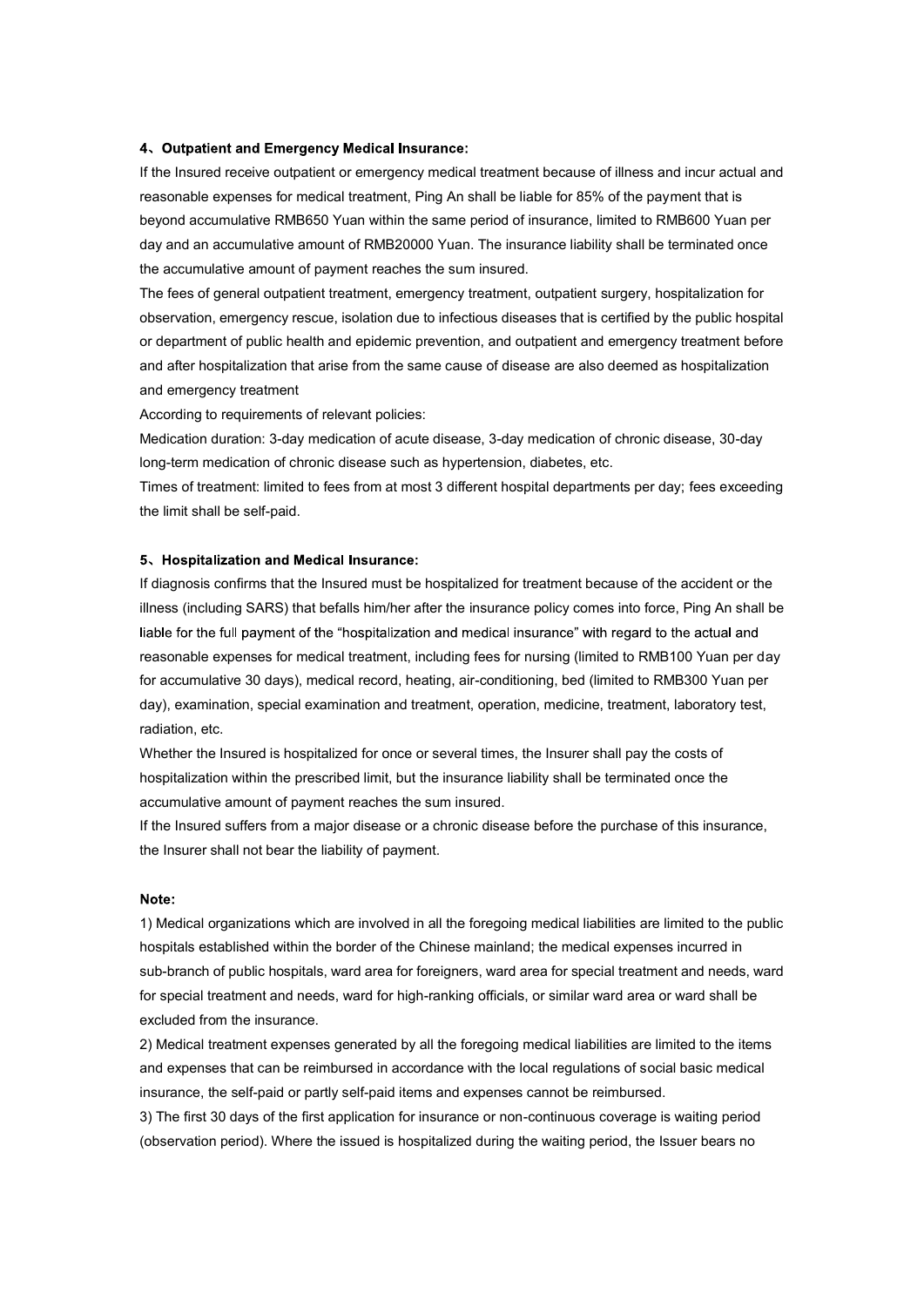**4、Outpatient and Emergency Medical Insurance:**

If the Insured receive outpatient or emergency medical treatment because of illness and incur actual and reasonable expenses for medical treatment, Ping An shall be liable for 85% of the payment that is beyond accumulative RMB650 Yuan within the same period of insurance, limited to RMB600 Yuan per day and an accumulative amount of RMB20000 Yuan. The insurance liability shall be terminated once the accumulative amount of payment reaches the sum insured.

The fees of general outpatient treatment, emergency treatment, outpatient surgery, hospitalization for observation, emergency rescue, isolation due to infectious diseases that is certified by the public hospital or department of public health and epidemic prevention, and outpatient and emergency treatment before and after hospitalization that arise from the same cause of disease are also deemed as hospitalization and emergency treatment

According to requirements of relevant policies:

Medication duration: 3-day medication of acute disease, 3-day medication of chronic disease, 30-day long-term medication of chronic disease such as hypertension, diabetes, etc.

Times of treatment: limited to fees from at most 3 different hospital departments per day; fees exceeding the limit shall be self-paid.

**5、Hospitalization and Medical Insurance:**

If diagnosis confirms that the Insured must be hospitalized for treatment because of the accident or the illness (including SARS) that befalls him/her after the insurance policy comes into force, Ping An shall be liable for the full payment of the "hospitalization and medical insurance" with regard to the actual and reasonable expenses for medical treatment, including fees for nursing (limited to RMB100 Yuan per day for accumulative 30 days), medical record, heating, air-conditioning, bed (limited to RMB300 Yuan per day), examination, special examination and treatment, operation, medicine, treatment, laboratory test, radiation, etc.

Whether the Insured is hospitalized for once or several times, the Insurer shall pay the costs of hospitalization within the prescribed limit, but the insurance liability shall be terminated once the accumulative amount of payment reaches the sum insured.

If the Insured suffers from a major disease or a chronic disease before the purchase of this insurance, the Insurer shall not bear the liability of payment.

**Note:**

1) Medical organizations which are involved in all the foregoing medical liabilities are limited to the public hospitals established within the border of the Chinese mainland; the medical expenses incurred in sub-branch of public hospitals, ward area for foreigners, ward area for special treatment and needs, ward for special treatment and needs, ward for high-ranking officials, or similar ward area or ward shall be excluded from the insurance.

2) Medical treatment expenses generated by all the foregoing medical liabilities are limited to the items and expenses that can be reimbursed in accordance with the local regulations of social basic medical insurance, the self-paid or partly self-paid items and expenses cannot be reimbursed.

3) The first 30 days of the first application for insurance or non-continuous coverage is waiting period (observation period). Where the issued is hospitalized during the waiting period, the Issuer bears no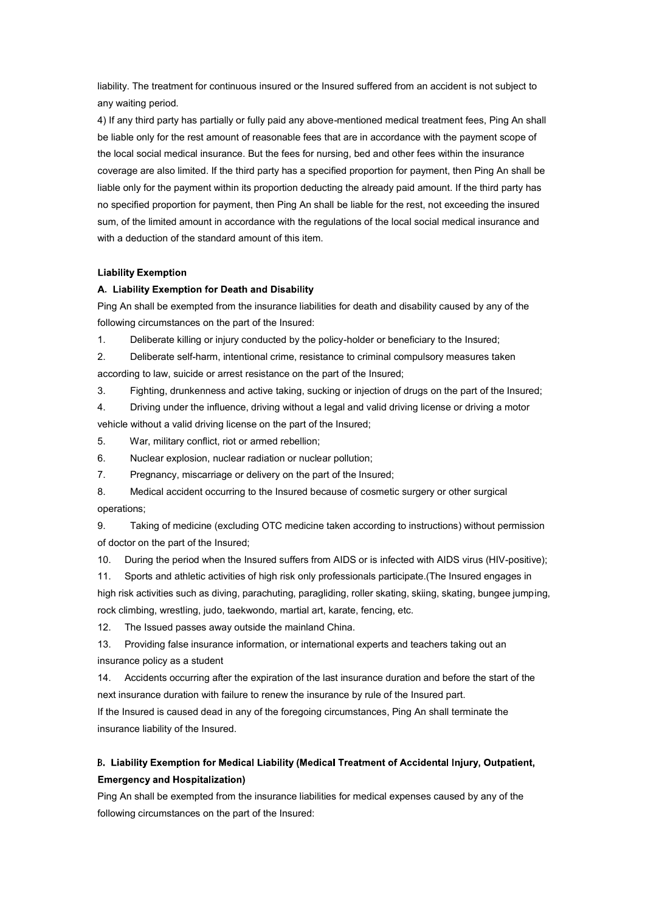liability. The treatment for continuous insured or the Insured suffered from an accident is not subject to any waiting period.

4) If any third party has partially or fully paid any above-mentioned medical treatment fees, Ping An shall be liable only for the rest amount of reasonable fees that are in accordance with the payment scope of the local social medical insurance. But the fees for nursing, bed and other fees within the insurance coverage are also limited. If the third party has a specified proportion for payment, then Ping An shall be liable only for the payment within its proportion deducting the already paid amount. If the third party has no specified proportion for payment, then Ping An shall be liable for the rest, not exceeding the insured sum, of the limited amount in accordance with the regulations of the local social medical insurance and with a deduction of the standard amount of this item.

**Liability Exemption**

**A. Liability Exemption for Death and Disability**

Ping An shall be exempted from the insurance liabilities for death and disability caused by any of the following circumstances on the part of the Insured:

1. Deliberate killing or injury conducted by the policy-holder or beneficiary to the Insured;
2. Deliberate self-harm, intentional crime, resistance to criminal compulsory measures taken according to law, suicide or arrest resistance on the part of the Insured;
3. Fighting, drunkenness and active taking, sucking or injection of drugs on the part of the Insured;
4. Driving under the influence, driving without a legal and valid driving license or driving a motor vehicle without a valid driving license on the part of the Insured;
5. War, military conflict, riot or armed rebellion;
6. Nuclear explosion, nuclear radiation or nuclear pollution;
7. Pregnancy, miscarriage or delivery on the part of the Insured;
8. Medical accident occurring to the Insured because of cosmetic surgery or other surgical operations;
9. Taking of medicine (excluding OTC medicine taken according to instructions) without permission of doctor on the part of the Insured;
10. During the period when the Insured suffers from AIDS or is infected with AIDS virus (HIV-positive);
11. Sports and athletic activities of high risk only professionals participate.(The Insured engages in high risk activities such as diving, parachuting, paragliding, roller skating, skiing, skating, bungee jumping, rock climbing, wrestling, judo, taekwondo, martial art, karate, fencing, etc.
12. The Issued passes away outside the mainland China.
13. Providing false insurance information, or international experts and teachers taking out an insurance policy as a student
14. Accidents occurring after the expiration of the last insurance duration and before the start of the next insurance duration with failure to renew the insurance by rule of the Insured part.

If the Insured is caused dead in any of the foregoing circumstances, Ping An shall terminate the insurance liability of the Insured.

**B. Liability Exemption for Medical Liability (Medical Treatment of Accidental Injury, Outpatient, Emergency and Hospitalization)**

Ping An shall be exempted from the insurance liabilities for medical expenses caused by any of the following circumstances on the part of the Insured: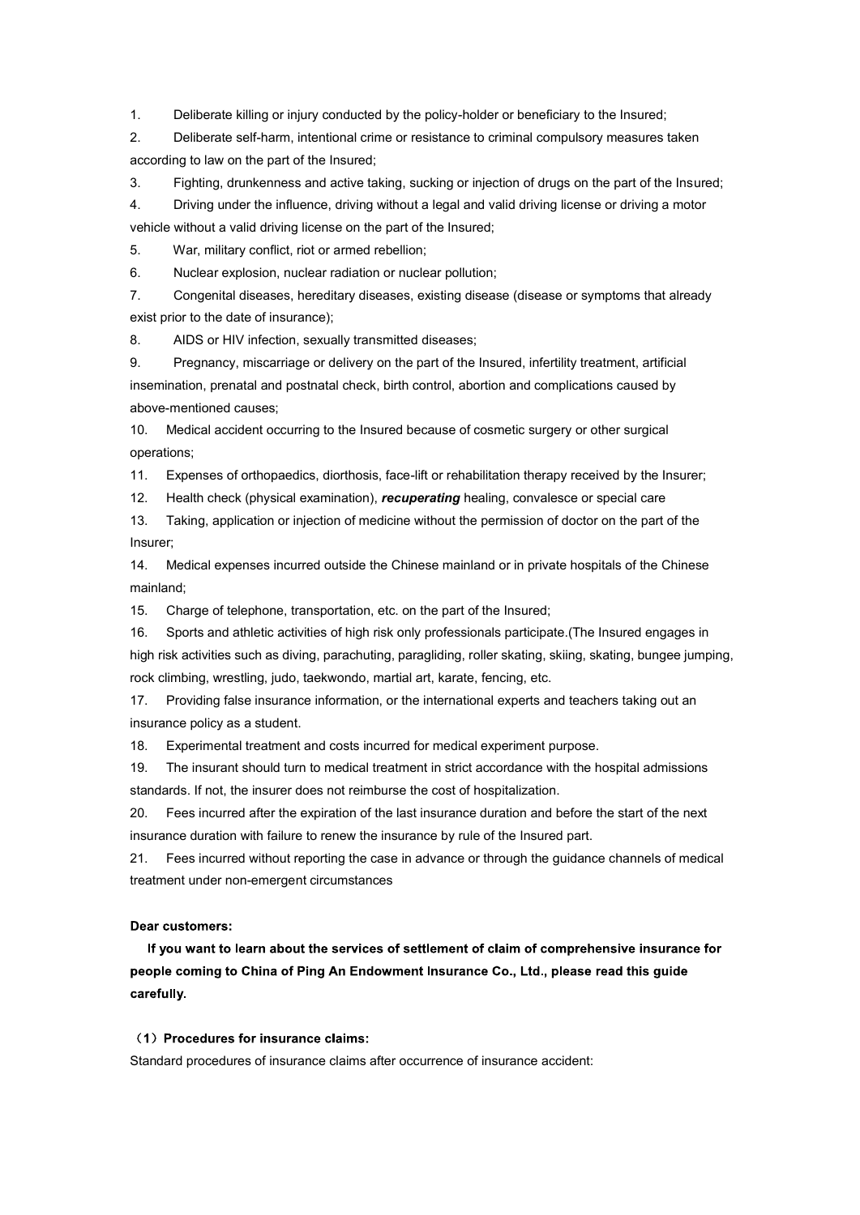1. Deliberate killing or injury conducted by the policy-holder or beneficiary to the Insured;
2. Deliberate self-harm, intentional crime or resistance to criminal compulsory measures taken according to law on the part of the Insured;
3. Fighting, drunkenness and active taking, sucking or injection of drugs on the part of the Insured;
4. Driving under the influence, driving without a legal and valid driving license or driving a motor vehicle without a valid driving license on the part of the Insured;
5. War, military conflict, riot or armed rebellion;
6. Nuclear explosion, nuclear radiation or nuclear pollution;
7. Congenital diseases, hereditary diseases, existing disease (disease or symptoms that already exist prior to the date of insurance);
8. AIDS or HIV infection, sexually transmitted diseases;
9. Pregnancy, miscarriage or delivery on the part of the Insured, infertility treatment, artificial insemination, prenatal and postnatal check, birth control, abortion and complications caused by above-mentioned causes;
10. Medical accident occurring to the Insured because of cosmetic surgery or other surgical operations;
11. Expenses of orthopaedics, diorthosis, face-lift or rehabilitation therapy received by the Insurer;
12. Health check (physical examination), ***recuperating*** healing, convalesce or special care
13. Taking, application or injection of medicine without the permission of doctor on the part of the Insurer;
14. Medical expenses incurred outside the Chinese mainland or in private hospitals of the Chinese mainland;
15. Charge of telephone, transportation, etc. on the part of the Insured;
16. Sports and athletic activities of high risk only professionals participate.(The Insured engages in high risk activities such as diving, parachuting, paragliding, roller skating, skiing, skating, bungee jumping, rock climbing, wrestling, judo, taekwondo, martial art, karate, fencing, etc.
17. Providing false insurance information, or the international experts and teachers taking out an insurance policy as a student.
18. Experimental treatment and costs incurred for medical experiment purpose.
19. The insurant should turn to medical treatment in strict accordance with the hospital admissions standards. If not, the insurer does not reimburse the cost of hospitalization.
20. Fees incurred after the expiration of the last insurance duration and before the start of the next insurance duration with failure to renew the insurance by rule of the Insured part.
21. Fees incurred without reporting the case in advance or through the guidance channels of medical treatment under non-emergent circumstances

**Dear customers:**

**If you want to learn about the services of settlement of claim of comprehensive insurance for people coming to China of Ping An Endowment Insurance Co., Ltd., please read this guide carefully.**

**（1）Procedures for insurance claims:**

Standard procedures of insurance claims after occurrence of insurance accident: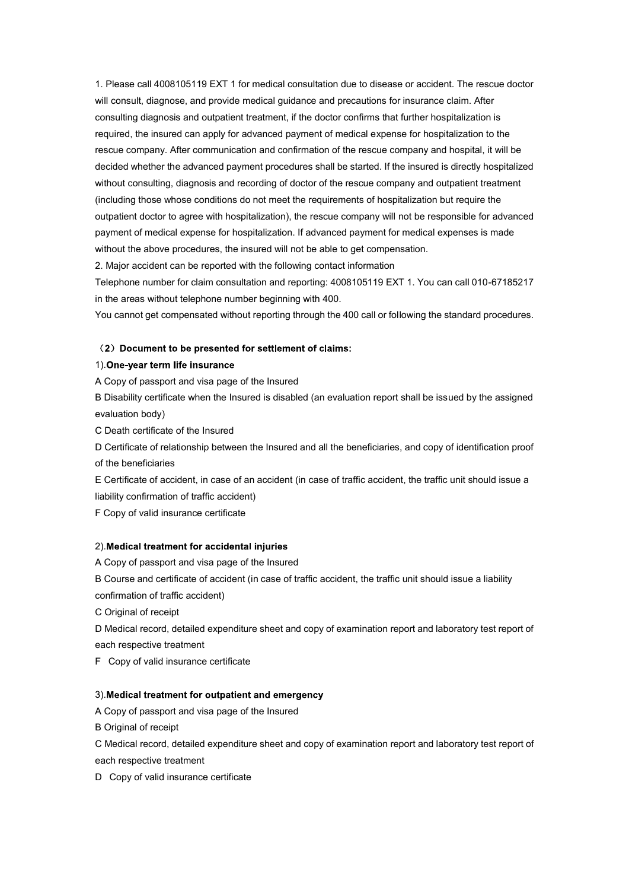1. Please call 4008105119 EXT 1 for medical consultation due to disease or accident. The rescue doctor will consult, diagnose, and provide medical guidance and precautions for insurance claim. After consulting diagnosis and outpatient treatment, if the doctor confirms that further hospitalization is required, the insured can apply for advanced payment of medical expense for hospitalization to the rescue company. After communication and confirmation of the rescue company and hospital, it will be decided whether the advanced payment procedures shall be started. If the insured is directly hospitalized without consulting, diagnosis and recording of doctor of the rescue company and outpatient treatment (including those whose conditions do not meet the requirements of hospitalization but require the outpatient doctor to agree with hospitalization), the rescue company will not be responsible for advanced payment of medical expense for hospitalization. If advanced payment for medical expenses is made without the above procedures, the insured will not be able to get compensation.

2. Major accident can be reported with the following contact information

Telephone number for claim consultation and reporting: 4008105119 EXT 1. You can call 010-67185217 in the areas without telephone number beginning with 400.

You cannot get compensated without reporting through the 400 call or following the standard procedures.

**（2）Document to be presented for settlement of claims:**

1).**One-year term life insurance**

A Copy of passport and visa page of the Insured

B Disability certificate when the Insured is disabled (an evaluation report shall be issued by the assigned evaluation body)

C Death certificate of the Insured

D Certificate of relationship between the Insured and all the beneficiaries, and copy of identification proof of the beneficiaries

E Certificate of accident, in case of an accident (in case of traffic accident, the traffic unit should issue a liability confirmation of traffic accident)

F Copy of valid insurance certificate

2).**Medical treatment for accidental injuries**

A Copy of passport and visa page of the Insured

B Course and certificate of accident (in case of traffic accident, the traffic unit should issue a liability confirmation of traffic accident)

C Original of receipt

D Medical record, detailed expenditure sheet and copy of examination report and laboratory test report of each respective treatment

F Copy of valid insurance certificate

3).**Medical treatment for outpatient and emergency**

A Copy of passport and visa page of the Insured

B Original of receipt

C Medical record, detailed expenditure sheet and copy of examination report and laboratory test report of each respective treatment

D Copy of valid insurance certificate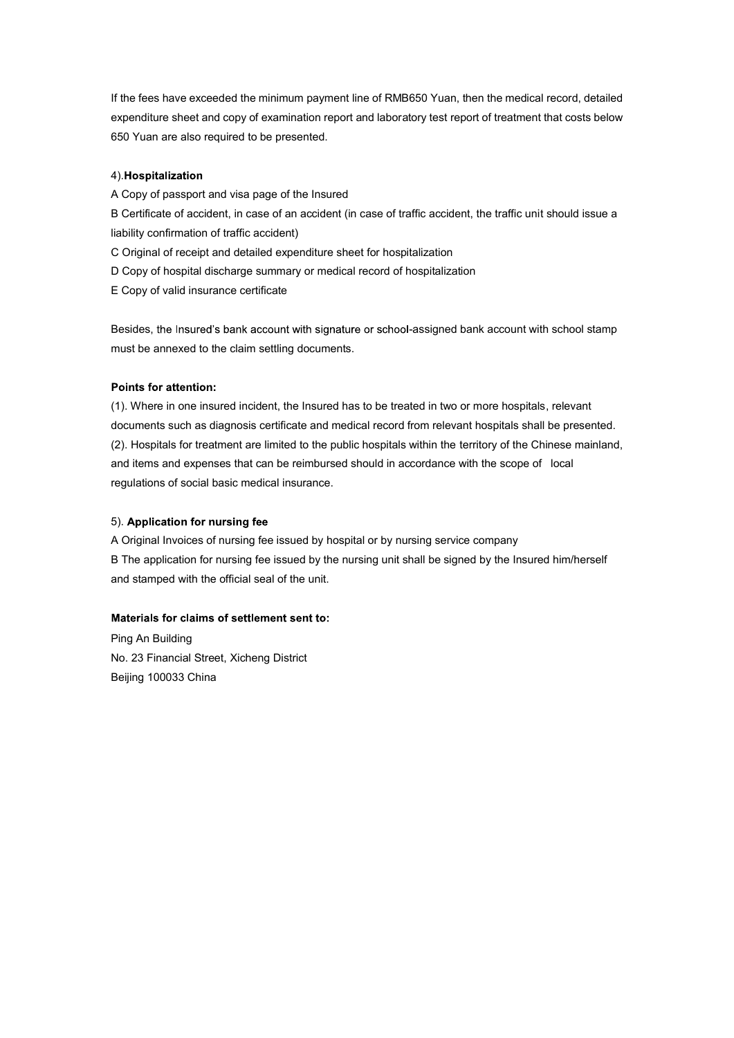If the fees have exceeded the minimum payment line of RMB650 Yuan, then the medical record, detailed expenditure sheet and copy of examination report and laboratory test report of treatment that costs below 650 Yuan are also required to be presented.

4).**Hospitalization**

A Copy of passport and visa page of the Insured

B Certificate of accident, in case of an accident (in case of traffic accident, the traffic unit should issue a liability confirmation of traffic accident)

C Original of receipt and detailed expenditure sheet for hospitalization

D Copy of hospital discharge summary or medical record of hospitalization

E Copy of valid insurance certificate

Besides, the Insured's bank account with signature or school-assigned bank account with school stamp must be annexed to the claim settling documents.

**Points for attention:**

(1). Where in one insured incident, the Insured has to be treated in two or more hospitals, relevant documents such as diagnosis certificate and medical record from relevant hospitals shall be presented.

(2). Hospitals for treatment are limited to the public hospitals within the territory of the Chinese mainland, and items and expenses that can be reimbursed should in accordance with the scope of local regulations of social basic medical insurance.

5). **Application for nursing fee**

A Original Invoices of nursing fee issued by hospital or by nursing service company

B The application for nursing fee issued by the nursing unit shall be signed by the Insured him/herself and stamped with the official seal of the unit.

**Materials for claims of settlement sent to:**

Ping An Building

No. 23 Financial Street, Xicheng District

Beijing 100033 China